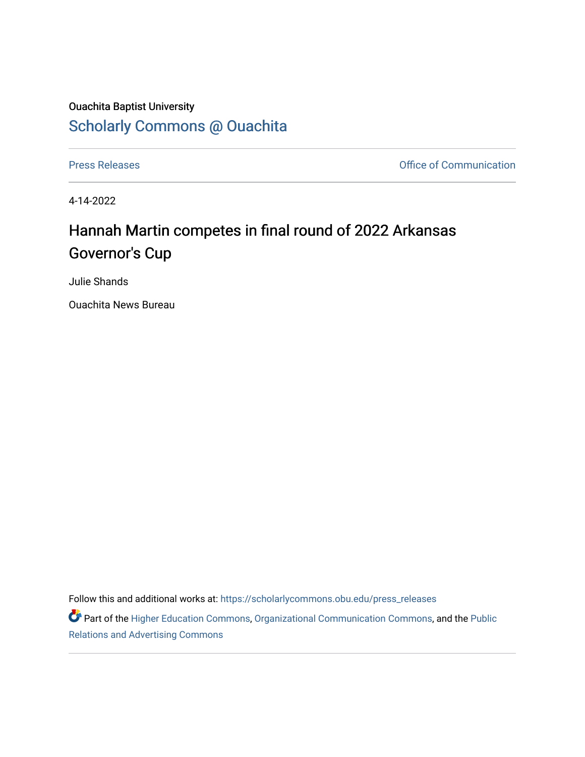Ouachita Baptist University

## Scholarly Commons @ Ouachita

Press Releases | Office of Communication

4-14-2022

# Hannah Martin competes in final round of 2022 Arkansas Governor's Cup

Julie Shands

Ouachita News Bureau

Follow this and additional works at: https://scholarlycommons.obu.edu/press_releases

Part of the Higher Education Commons, Organizational Communication Commons, and the Public Relations and Advertising Commons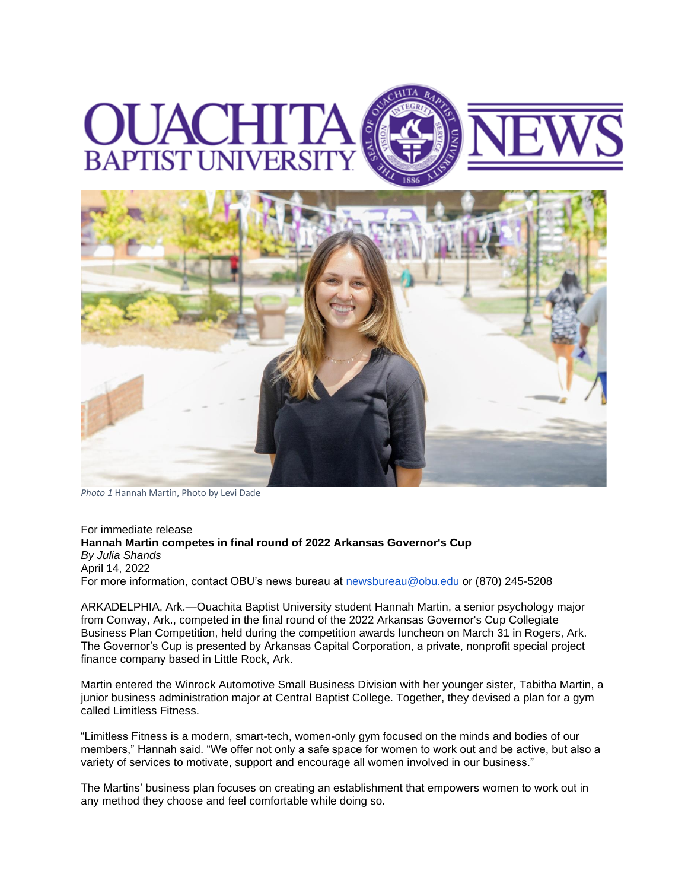OUACHITA BAPTIST UNIVERSITY NEWS

*Photo 1* Hannah Martin, Photo by Levi Dade

For immediate release

**Hannah Martin competes in final round of 2022 Arkansas Governor's Cup**

*By Julia Shands*

April 14, 2022

For more information, contact OBU's news bureau at newsbureau@obu.edu or (870) 245-5208

ARKADELPHIA, Ark.—Ouachita Baptist University student Hannah Martin, a senior psychology major from Conway, Ark., competed in the final round of the 2022 Arkansas Governor's Cup Collegiate Business Plan Competition, held during the competition awards luncheon on March 31 in Rogers, Ark. The Governor's Cup is presented by Arkansas Capital Corporation, a private, nonprofit special project finance company based in Little Rock, Ark.

Martin entered the Winrock Automotive Small Business Division with her younger sister, Tabitha Martin, a junior business administration major at Central Baptist College. Together, they devised a plan for a gym called Limitless Fitness.

"Limitless Fitness is a modern, smart-tech, women-only gym focused on the minds and bodies of our members," Hannah said. "We offer not only a safe space for women to work out and be active, but also a variety of services to motivate, support and encourage all women involved in our business."

The Martins' business plan focuses on creating an establishment that empowers women to work out in any method they choose and feel comfortable while doing so.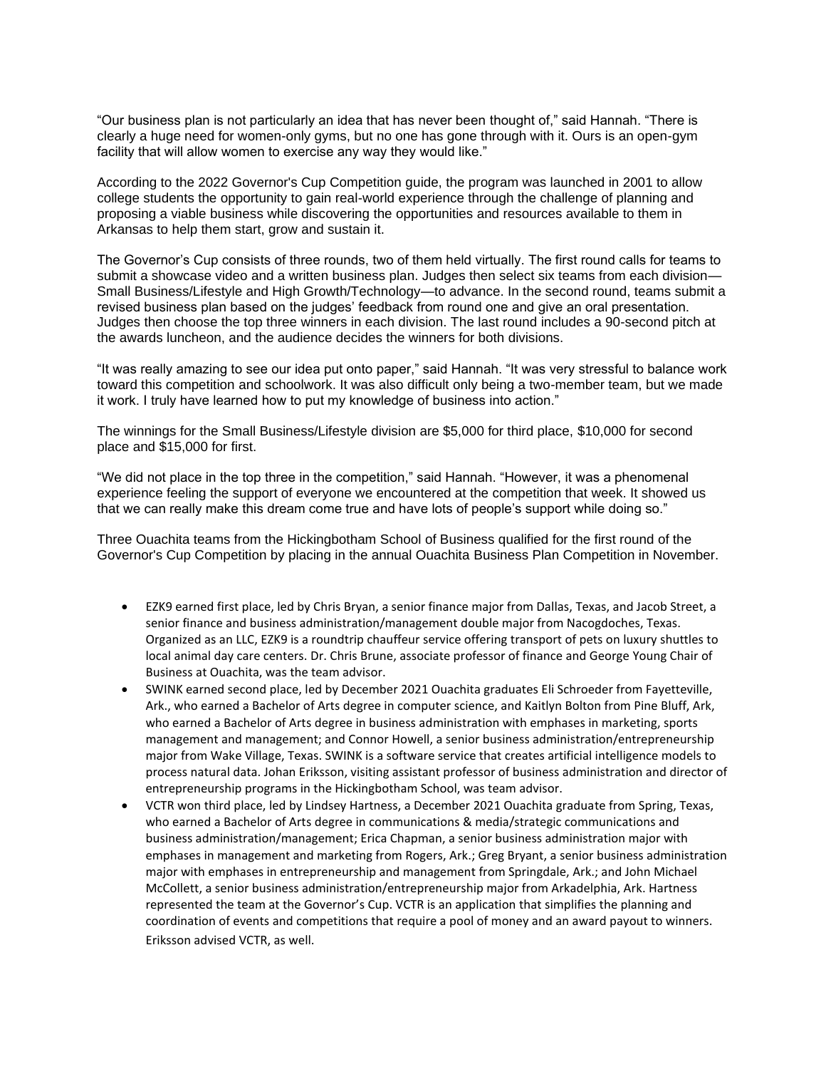"Our business plan is not particularly an idea that has never been thought of," said Hannah. "There is clearly a huge need for women-only gyms, but no one has gone through with it. Ours is an open-gym facility that will allow women to exercise any way they would like."

According to the 2022 Governor's Cup Competition guide, the program was launched in 2001 to allow college students the opportunity to gain real-world experience through the challenge of planning and proposing a viable business while discovering the opportunities and resources available to them in Arkansas to help them start, grow and sustain it.

The Governor's Cup consists of three rounds, two of them held virtually. The first round calls for teams to submit a showcase video and a written business plan. Judges then select six teams from each division—Small Business/Lifestyle and High Growth/Technology—to advance. In the second round, teams submit a revised business plan based on the judges' feedback from round one and give an oral presentation. Judges then choose the top three winners in each division. The last round includes a 90-second pitch at the awards luncheon, and the audience decides the winners for both divisions.

"It was really amazing to see our idea put onto paper," said Hannah. "It was very stressful to balance work toward this competition and schoolwork. It was also difficult only being a two-member team, but we made it work. I truly have learned how to put my knowledge of business into action."

The winnings for the Small Business/Lifestyle division are $5,000 for third place, $10,000 for second place and $15,000 for first.

"We did not place in the top three in the competition," said Hannah. "However, it was a phenomenal experience feeling the support of everyone we encountered at the competition that week. It showed us that we can really make this dream come true and have lots of people's support while doing so."

Three Ouachita teams from the Hickingbotham School of Business qualified for the first round of the Governor's Cup Competition by placing in the annual Ouachita Business Plan Competition in November.

- EZK9 earned first place, led by Chris Bryan, a senior finance major from Dallas, Texas, and Jacob Street, a senior finance and business administration/management double major from Nacogdoches, Texas. Organized as an LLC, EZK9 is a roundtrip chauffeur service offering transport of pets on luxury shuttles to local animal day care centers. Dr. Chris Brune, associate professor of finance and George Young Chair of Business at Ouachita, was the team advisor.
- SWINK earned second place, led by December 2021 Ouachita graduates Eli Schroeder from Fayetteville, Ark., who earned a Bachelor of Arts degree in computer science, and Kaitlyn Bolton from Pine Bluff, Ark, who earned a Bachelor of Arts degree in business administration with emphases in marketing, sports management and management; and Connor Howell, a senior business administration/entrepreneurship major from Wake Village, Texas. SWINK is a software service that creates artificial intelligence models to process natural data. Johan Eriksson, visiting assistant professor of business administration and director of entrepreneurship programs in the Hickingbotham School, was team advisor.
- VCTR won third place, led by Lindsey Hartness, a December 2021 Ouachita graduate from Spring, Texas, who earned a Bachelor of Arts degree in communications & media/strategic communications and business administration/management; Erica Chapman, a senior business administration major with emphases in management and marketing from Rogers, Ark.; Greg Bryant, a senior business administration major with emphases in entrepreneurship and management from Springdale, Ark.; and John Michael McCollett, a senior business administration/entrepreneurship major from Arkadelphia, Ark. Hartness represented the team at the Governor's Cup. VCTR is an application that simplifies the planning and coordination of events and competitions that require a pool of money and an award payout to winners. Eriksson advised VCTR, as well.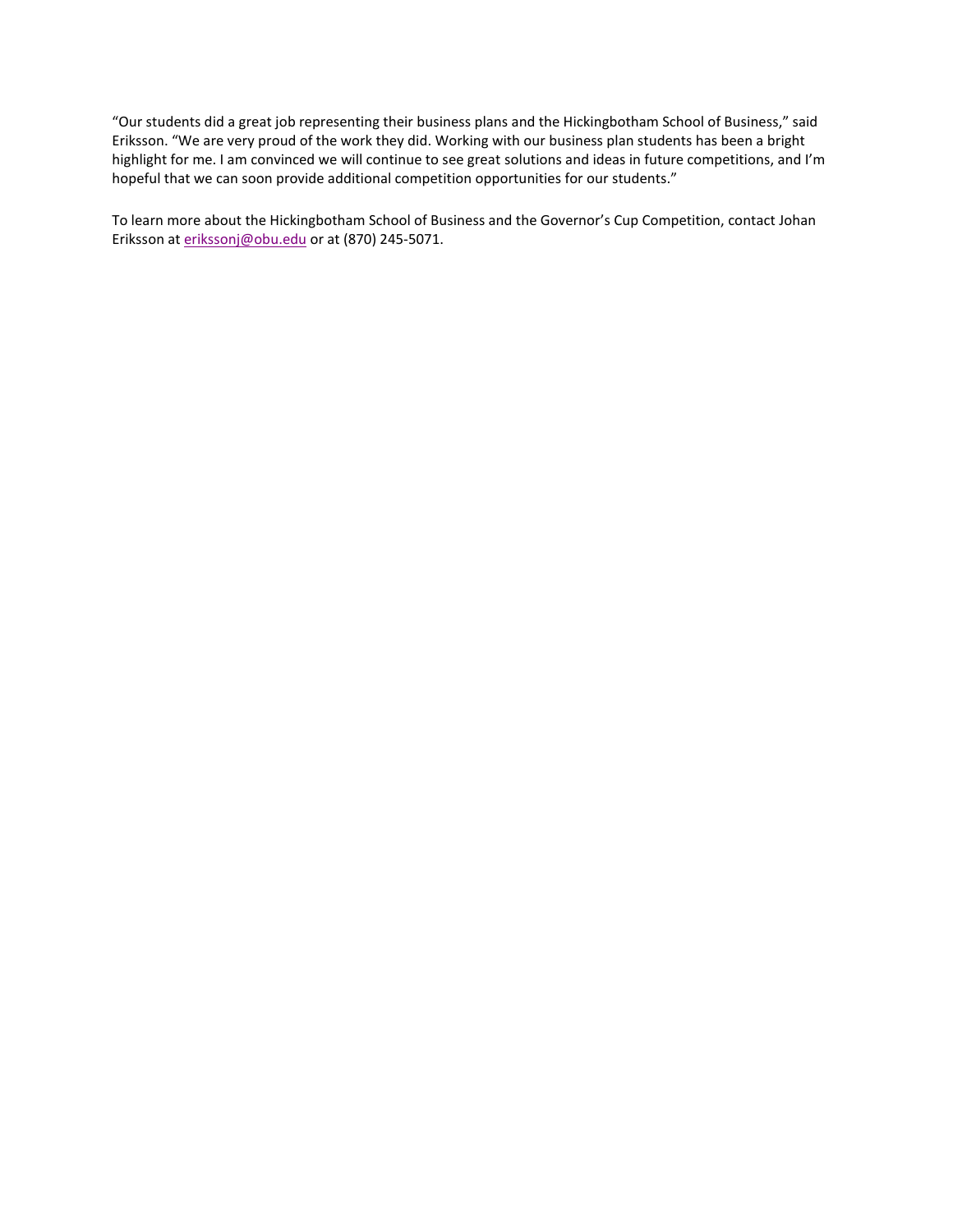"Our students did a great job representing their business plans and the Hickingbotham School of Business," said Eriksson. "We are very proud of the work they did. Working with our business plan students has been a bright highlight for me. I am convinced we will continue to see great solutions and ideas in future competitions, and I'm hopeful that we can soon provide additional competition opportunities for our students."

To learn more about the Hickingbotham School of Business and the Governor's Cup Competition, contact Johan Eriksson at [erikssonj@obu.edu](mailto:erikssonj@obu.edu) or at (870) 245-5071.